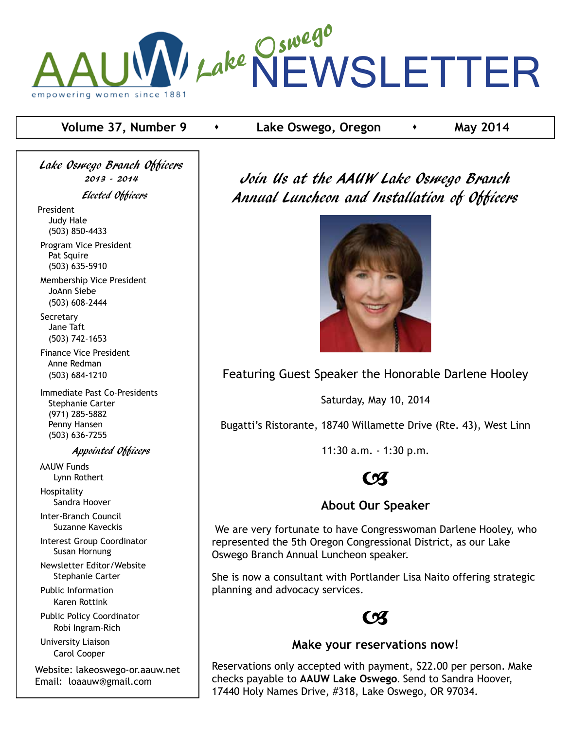# AAUW Lake Oswego NEWSLETTER

empowering women since 1881

**Volume 37, Number 9 ⬩ Lake Oswego, Oregon ⬩ May 2014**

## *Lake Oswego Branch Officers*
### *2013 - 2014*

### *Elected Officers*

President
Judy Hale
(503) 850-4433

Program Vice President
Pat Squire
(503) 635-5910

Membership Vice President
JoAnn Siebe
(503) 608-2444

Secretary
Jane Taft
(503) 742-1653

Finance Vice President
Anne Redman
(503) 684-1210

Immediate Past Co-Presidents
Stephanie Carter
(971) 285-5882
Penny Hansen
(503) 636-7255

### *Appointed Officers*

AAUW Funds
Lynn Rothert

Hospitality
Sandra Hoover

Inter-Branch Council
Suzanne Kaveckis

Interest Group Coordinator
Susan Hornung

Newsletter Editor/Website
Stephanie Carter

Public Information
Karen Rottink

Public Policy Coordinator
Robi Ingram-Rich

University Liaison
Carol Cooper

Website: lakeoswego-or.aauw.net
Email: loaauw@gmail.com

## *Join Us at the AAUW Lake Oswego Branch Annual Luncheon and Installation of Officers*

Featuring Guest Speaker the Honorable Darlene Hooley

Saturday, May 10, 2014

Bugatti's Ristorante, 18740 Willamette Drive (Rte. 43), West Linn

11:30 a.m. - 1:30 p.m.

### About Our Speaker

We are very fortunate to have Congresswoman Darlene Hooley, who represented the 5th Oregon Congressional District, as our Lake Oswego Branch Annual Luncheon speaker.

She is now a consultant with Portlander Lisa Naito offering strategic planning and advocacy services.

### Make your reservations now!

Reservations only accepted with payment, $22.00 per person. Make checks payable to **AAUW Lake Oswego**. Send to Sandra Hoover, 17440 Holy Names Drive, #318, Lake Oswego, OR 97034.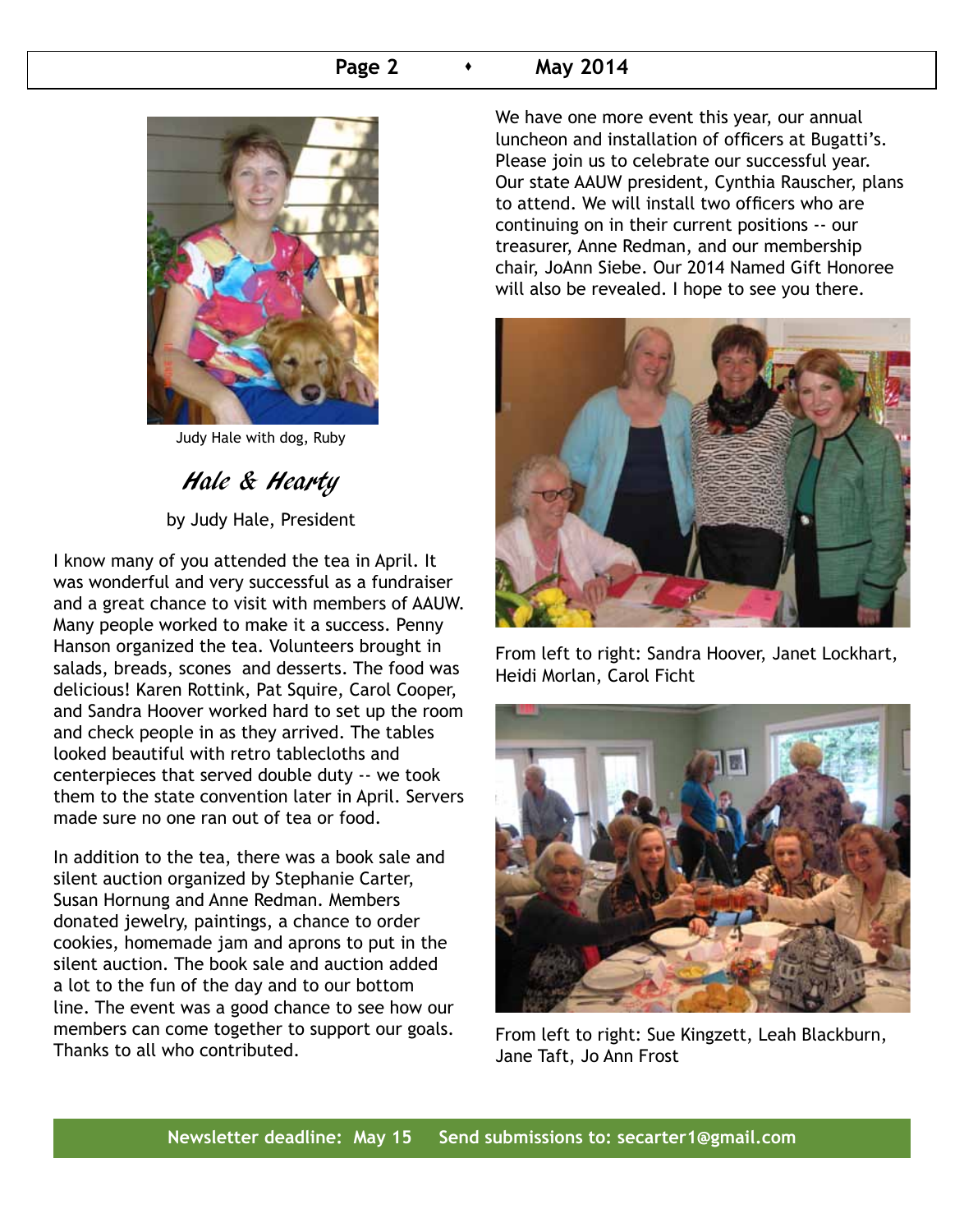Judy Hale with dog, Ruby

## *Hale & Hearty*

by Judy Hale, President

I know many of you attended the tea in April. It was wonderful and very successful as a fundraiser and a great chance to visit with members of AAUW. Many people worked to make it a success. Penny Hanson organized the tea. Volunteers brought in salads, breads, scones and desserts. The food was delicious! Karen Rottink, Pat Squire, Carol Cooper, and Sandra Hoover worked hard to set up the room and check people in as they arrived. The tables looked beautiful with retro tablecloths and centerpieces that served double duty -- we took them to the state convention later in April. Servers made sure no one ran out of tea or food.

In addition to the tea, there was a book sale and silent auction organized by Stephanie Carter, Susan Hornung and Anne Redman. Members donated jewelry, paintings, a chance to order cookies, homemade jam and aprons to put in the silent auction. The book sale and auction added a lot to the fun of the day and to our bottom line. The event was a good chance to see how our members can come together to support our goals. Thanks to all who contributed.

We have one more event this year, our annual luncheon and installation of officers at Bugatti's. Please join us to celebrate our successful year. Our state AAUW president, Cynthia Rauscher, plans to attend. We will install two officers who are continuing on in their current positions -- our treasurer, Anne Redman, and our membership chair, JoAnn Siebe. Our 2014 Named Gift Honoree will also be revealed. I hope to see you there.

From left to right: Sandra Hoover, Janet Lockhart, Heidi Morlan, Carol Ficht

From left to right: Sue Kingzett, Leah Blackburn, Jane Taft, Jo Ann Frost

**Newsletter deadline: May 15    Send submissions to: secarter1@gmail.com**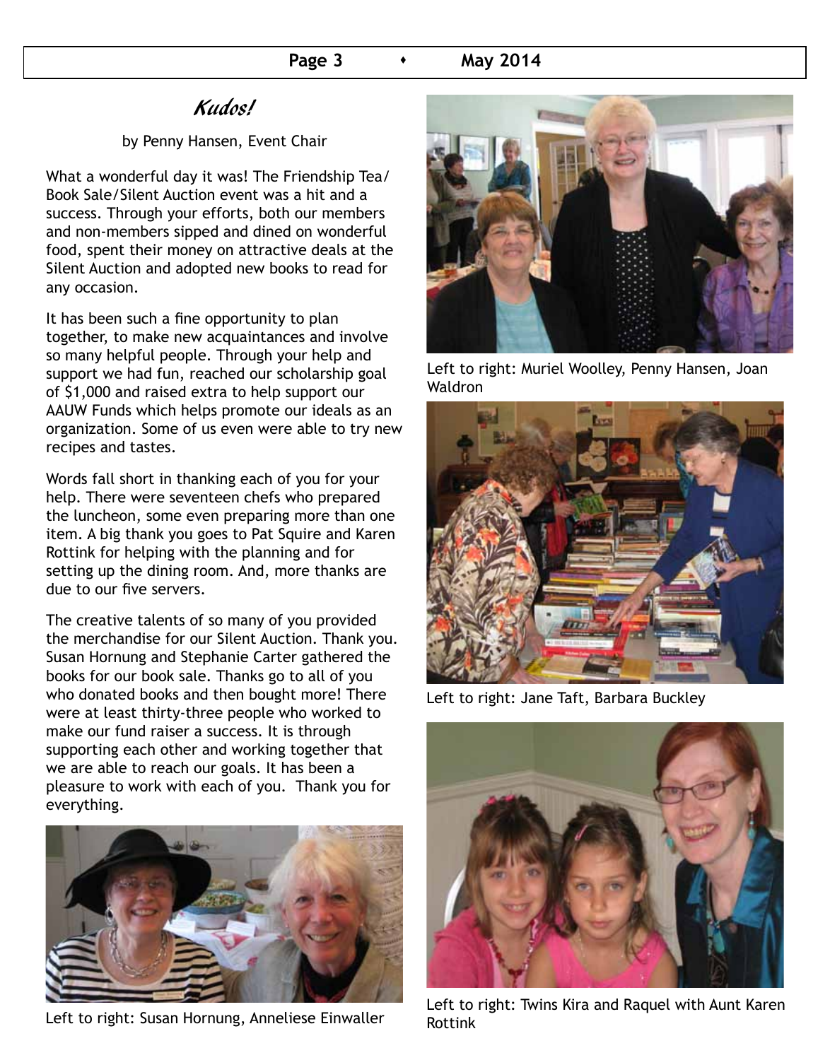# *Kudos!*

by Penny Hansen, Event Chair

What a wonderful day it was! The Friendship Tea/ Book Sale/Silent Auction event was a hit and a success. Through your efforts, both our members and non-members sipped and dined on wonderful food, spent their money on attractive deals at the Silent Auction and adopted new books to read for any occasion.

It has been such a fine opportunity to plan together, to make new acquaintances and involve so many helpful people. Through your help and support we had fun, reached our scholarship goal of $1,000 and raised extra to help support our AAUW Funds which helps promote our ideals as an organization. Some of us even were able to try new recipes and tastes.

Words fall short in thanking each of you for your help. There were seventeen chefs who prepared the luncheon, some even preparing more than one item. A big thank you goes to Pat Squire and Karen Rottink for helping with the planning and for setting up the dining room. And, more thanks are due to our five servers.

The creative talents of so many of you provided the merchandise for our Silent Auction. Thank you. Susan Hornung and Stephanie Carter gathered the books for our book sale. Thanks go to all of you who donated books and then bought more! There were at least thirty-three people who worked to make our fund raiser a success. It is through supporting each other and working together that we are able to reach our goals. It has been a pleasure to work with each of you. Thank you for everything.

Left to right: Susan Hornung, Anneliese Einwaller

Left to right: Muriel Woolley, Penny Hansen, Joan Waldron

Left to right: Jane Taft, Barbara Buckley

Left to right: Twins Kira and Raquel with Aunt Karen Rottink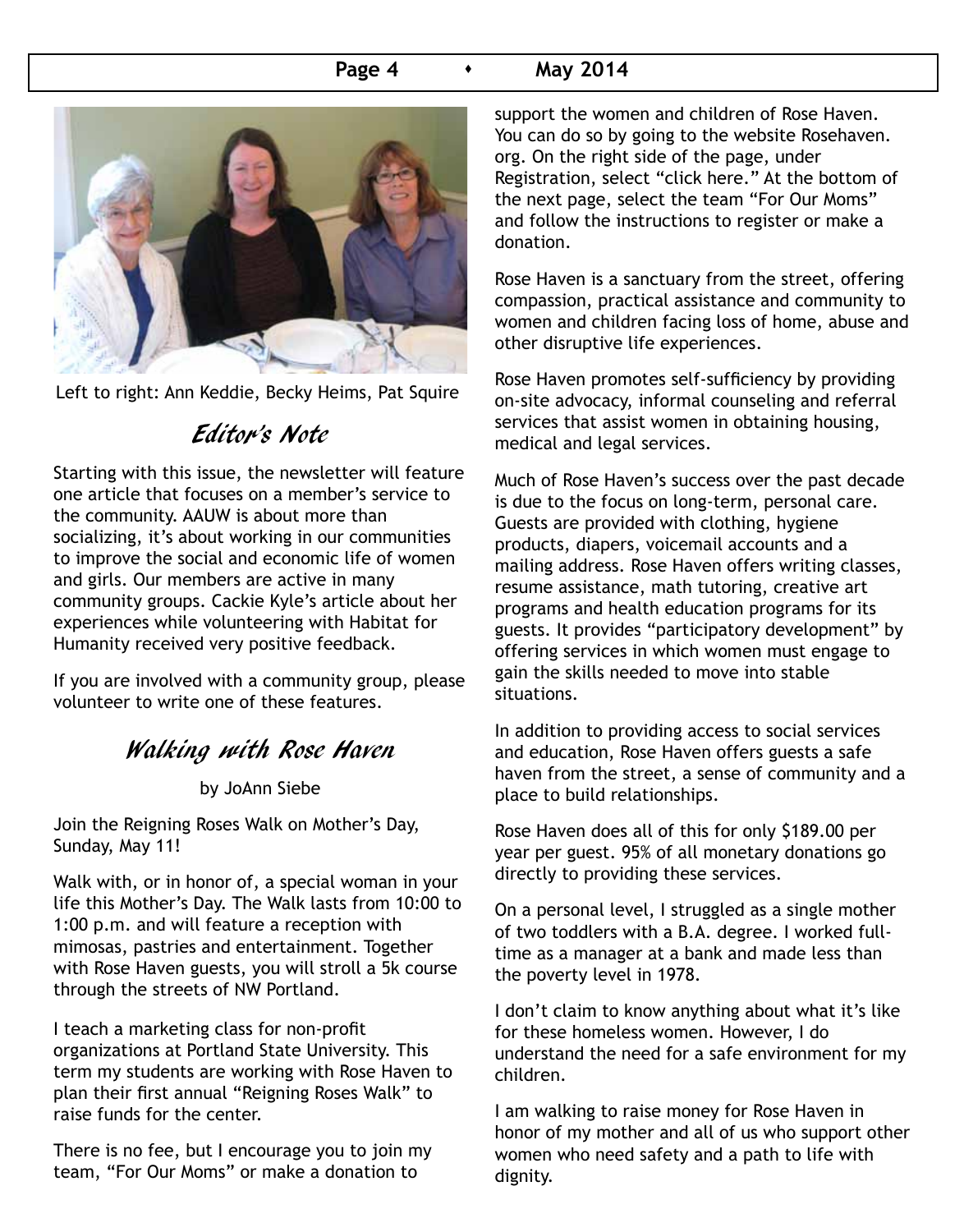Left to right: Ann Keddie, Becky Heims, Pat Squire

## *Editor's Note*

Starting with this issue, the newsletter will feature one article that focuses on a member's service to the community. AAUW is about more than socializing, it's about working in our communities to improve the social and economic life of women and girls. Our members are active in many community groups. Cackie Kyle's article about her experiences while volunteering with Habitat for Humanity received very positive feedback.

If you are involved with a community group, please volunteer to write one of these features.

## *Walking with Rose Haven*

by JoAnn Siebe

Join the Reigning Roses Walk on Mother's Day, Sunday, May 11!

Walk with, or in honor of, a special woman in your life this Mother's Day. The Walk lasts from 10:00 to 1:00 p.m. and will feature a reception with mimosas, pastries and entertainment. Together with Rose Haven guests, you will stroll a 5k course through the streets of NW Portland.

I teach a marketing class for non-profit organizations at Portland State University. This term my students are working with Rose Haven to plan their first annual "Reigning Roses Walk" to raise funds for the center.

There is no fee, but I encourage you to join my team, "For Our Moms" or make a donation to support the women and children of Rose Haven. You can do so by going to the website Rosehaven.org. On the right side of the page, under Registration, select "click here." At the bottom of the next page, select the team "For Our Moms" and follow the instructions to register or make a donation.

Rose Haven is a sanctuary from the street, offering compassion, practical assistance and community to women and children facing loss of home, abuse and other disruptive life experiences.

Rose Haven promotes self-sufficiency by providing on-site advocacy, informal counseling and referral services that assist women in obtaining housing, medical and legal services.

Much of Rose Haven's success over the past decade is due to the focus on long-term, personal care. Guests are provided with clothing, hygiene products, diapers, voicemail accounts and a mailing address. Rose Haven offers writing classes, resume assistance, math tutoring, creative art programs and health education programs for its guests. It provides "participatory development" by offering services in which women must engage to gain the skills needed to move into stable situations.

In addition to providing access to social services and education, Rose Haven offers guests a safe haven from the street, a sense of community and a place to build relationships.

Rose Haven does all of this for only $189.00 per year per guest. 95% of all monetary donations go directly to providing these services.

On a personal level, I struggled as a single mother of two toddlers with a B.A. degree. I worked full-time as a manager at a bank and made less than the poverty level in 1978.

I don't claim to know anything about what it's like for these homeless women. However, I do understand the need for a safe environment for my children.

I am walking to raise money for Rose Haven in honor of my mother and all of us who support other women who need safety and a path to life with dignity.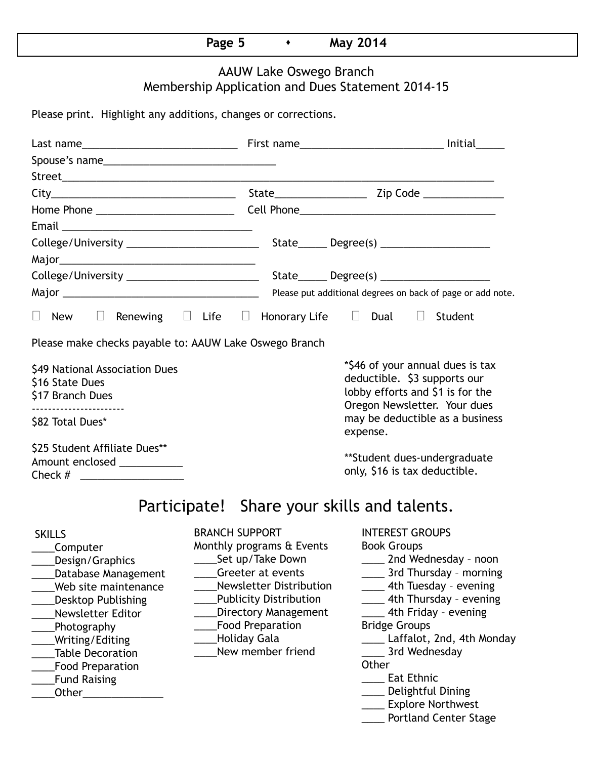# AAUW Lake Oswego Branch
## Membership Application and Dues Statement 2014-15

Please print. Highlight any additions, changes or corrections.

Last name___________________________ First name_________________________ Initial_____

Spouse's name______________________________

Street____________________________________________________________________________

City________________________________ State________________ Zip Code ______________

Home Phone ________________________ Cell Phone__________________________________

Email _________________________________

College/University _______________________ State_____ Degree(s) ___________________

Major___________________________________

College/University _______________________ State_____ Degree(s) ___________________

Major ___________________________________ Please put additional degrees on back of page or add note.

☐ New ☐ Renewing ☐ Life ☐ Honorary Life ☐ Dual ☐ Student

Please make checks payable to: AAUW Lake Oswego Branch

$49 National Association Dues
$16 State Dues
$17 Branch Dues
----------------------
$82 Total Dues*

$25 Student Affiliate Dues**
Amount enclosed ___________
Check # __________________

*$46 of your annual dues is tax deductible. $3 supports our lobby efforts and $1 is for the Oregon Newsletter. Your dues may be deductible as a business expense.

**Student dues-undergraduate only, $16 is tax deductible.

## Participate! Share your skills and talents.

**SKILLS**

____Computer
____Design/Graphics
____Database Management
____Web site maintenance
____Desktop Publishing
____Newsletter Editor
____Photography
____Writing/Editing
____Table Decoration
____Food Preparation
____Fund Raising
____Other______________

**BRANCH SUPPORT**

Monthly programs & Events
____Set up/Take Down
____Greeter at events
____Newsletter Distribution
____Publicity Distribution
____Directory Management
____Food Preparation
____Holiday Gala
____New member friend

**INTEREST GROUPS**

Book Groups
____ 2nd Wednesday – noon
____ 3rd Thursday – morning
____ 4th Tuesday – evening
____ 4th Thursday – evening
____ 4th Friday – evening

Bridge Groups
____ Laffalot, 2nd, 4th Monday
____ 3rd Wednesday

Other
____ Eat Ethnic
____ Delightful Dining
____ Explore Northwest
____ Portland Center Stage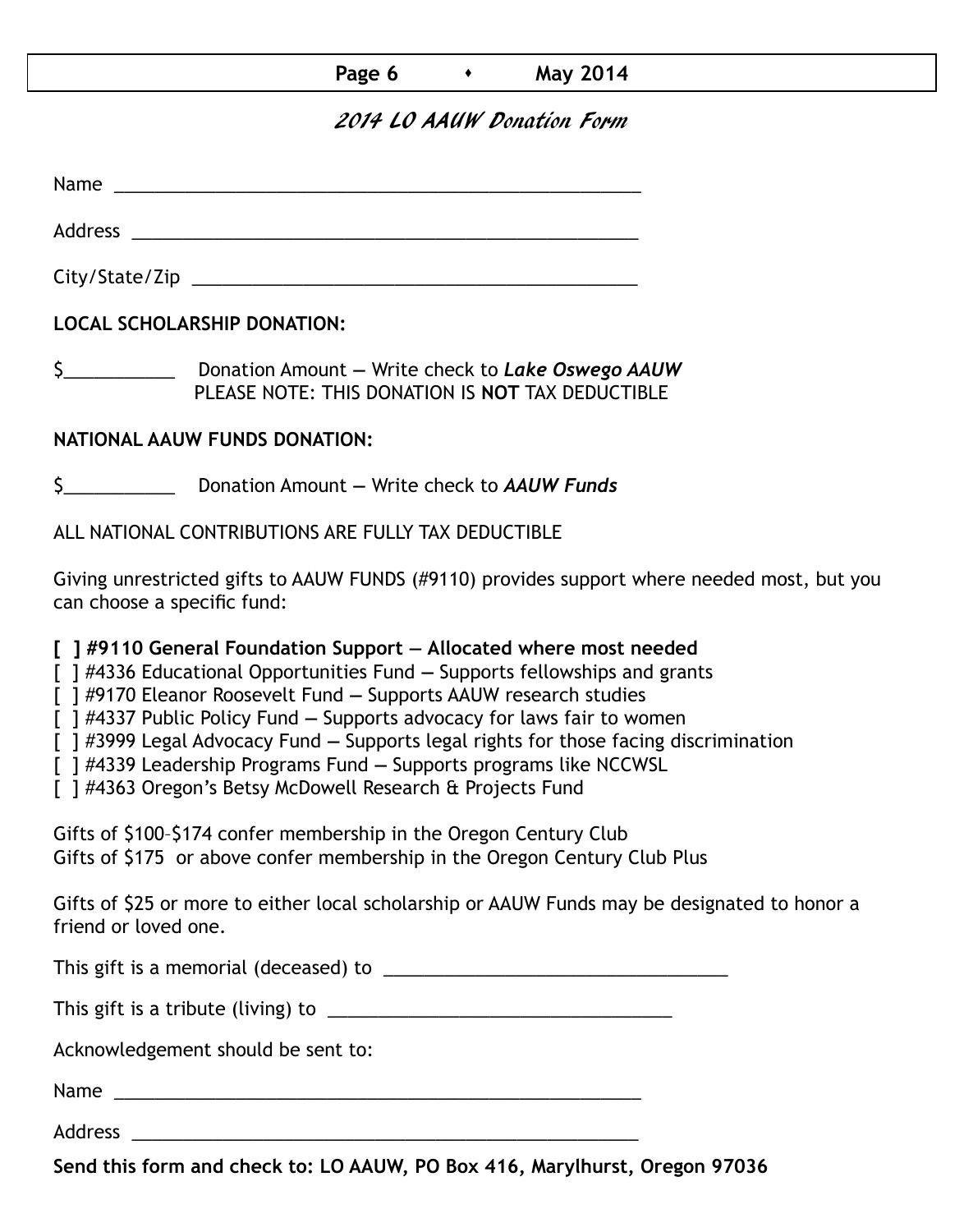## 2014 LO AAUW Donation Form

Name ______________________________________________________

Address ____________________________________________________

City/State/Zip _______________________________________________

**LOCAL SCHOLARSHIP DONATION:**

$___________ Donation Amount — Write check to ***Lake Oswego AAUW***
PLEASE NOTE: THIS DONATION IS **NOT** TAX DEDUCTIBLE

**NATIONAL AAUW FUNDS DONATION:**

$___________ Donation Amount — Write check to ***AAUW Funds***

ALL NATIONAL CONTRIBUTIONS ARE FULLY TAX DEDUCTIBLE

Giving unrestricted gifts to AAUW FUNDS (#9110) provides support where needed most, but you can choose a specific fund:

**[ ] #9110 General Foundation Support — Allocated where most needed**
[ ] #4336 Educational Opportunities Fund — Supports fellowships and grants
[ ] #9170 Eleanor Roosevelt Fund — Supports AAUW research studies
[ ] #4337 Public Policy Fund — Supports advocacy for laws fair to women
[ ] #3999 Legal Advocacy Fund — Supports legal rights for those facing discrimination
[ ] #4339 Leadership Programs Fund — Supports programs like NCCWSL
[ ] #4363 Oregon's Betsy McDowell Research & Projects Fund

Gifts of $100–$174 confer membership in the Oregon Century Club
Gifts of $175 or above confer membership in the Oregon Century Club Plus

Gifts of $25 or more to either local scholarship or AAUW Funds may be designated to honor a friend or loved one.

This gift is a memorial (deceased) to ___________________________________

This gift is a tribute (living) to ___________________________________

Acknowledgement should be sent to:

Name ______________________________________________________

Address ____________________________________________________

**Send this form and check to: LO AAUW, PO Box 416, Marylhurst, Oregon 97036**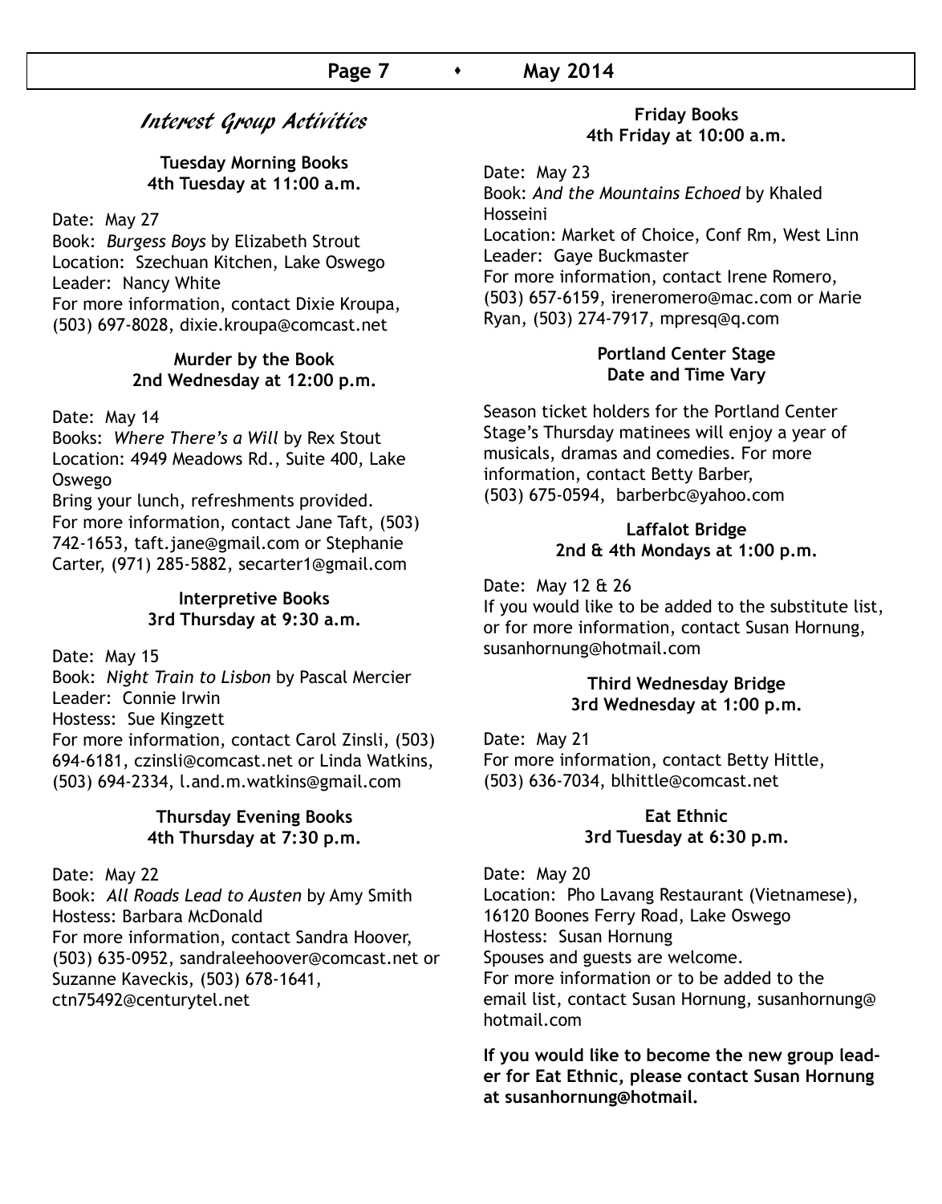# Interest Group Activities

**Tuesday Morning Books**
**4th Tuesday at 11:00 a.m.**

Date: May 27
Book: *Burgess Boys* by Elizabeth Strout
Location: Szechuan Kitchen, Lake Oswego
Leader: Nancy White
For more information, contact Dixie Kroupa, (503) 697-8028, dixie.kroupa@comcast.net

**Murder by the Book**
**2nd Wednesday at 12:00 p.m.**

Date: May 14
Books: *Where There's a Will* by Rex Stout
Location: 4949 Meadows Rd., Suite 400, Lake Oswego
Bring your lunch, refreshments provided.
For more information, contact Jane Taft, (503) 742-1653, taft.jane@gmail.com or Stephanie Carter, (971) 285-5882, secarter1@gmail.com

**Interpretive Books**
**3rd Thursday at 9:30 a.m.**

Date: May 15
Book: *Night Train to Lisbon* by Pascal Mercier
Leader: Connie Irwin
Hostess: Sue Kingzett
For more information, contact Carol Zinsli, (503) 694-6181, czinsli@comcast.net or Linda Watkins, (503) 694-2334, l.and.m.watkins@gmail.com

**Thursday Evening Books**
**4th Thursday at 7:30 p.m.**

Date: May 22
Book: *All Roads Lead to Austen* by Amy Smith
Hostess: Barbara McDonald
For more information, contact Sandra Hoover, (503) 635-0952, sandraleehoover@comcast.net or Suzanne Kaveckis, (503) 678-1641, ctn75492@centurytel.net

**Friday Books**
**4th Friday at 10:00 a.m.**

Date: May 23
Book: *And the Mountains Echoed* by Khaled Hosseini
Location: Market of Choice, Conf Rm, West Linn
Leader: Gaye Buckmaster
For more information, contact Irene Romero, (503) 657-6159, ireneromero@mac.com or Marie Ryan, (503) 274-7917, mpresq@q.com

**Portland Center Stage**
**Date and Time Vary**

Season ticket holders for the Portland Center Stage's Thursday matinees will enjoy a year of musicals, dramas and comedies. For more information, contact Betty Barber, (503) 675-0594, barberbc@yahoo.com

**Laffalot Bridge**
**2nd & 4th Mondays at 1:00 p.m.**

Date: May 12 & 26
If you would like to be added to the substitute list, or for more information, contact Susan Hornung, susanhornung@hotmail.com

**Third Wednesday Bridge**
**3rd Wednesday at 1:00 p.m.**

Date: May 21
For more information, contact Betty Hittle, (503) 636-7034, blhittle@comcast.net

**Eat Ethnic**
**3rd Tuesday at 6:30 p.m.**

Date: May 20
Location: Pho Lavang Restaurant (Vietnamese), 16120 Boones Ferry Road, Lake Oswego
Hostess: Susan Hornung
Spouses and guests are welcome.
For more information or to be added to the email list, contact Susan Hornung, susanhornung@hotmail.com

**If you would like to become the new group leader for Eat Ethnic, please contact Susan Hornung at susanhornung@hotmail.**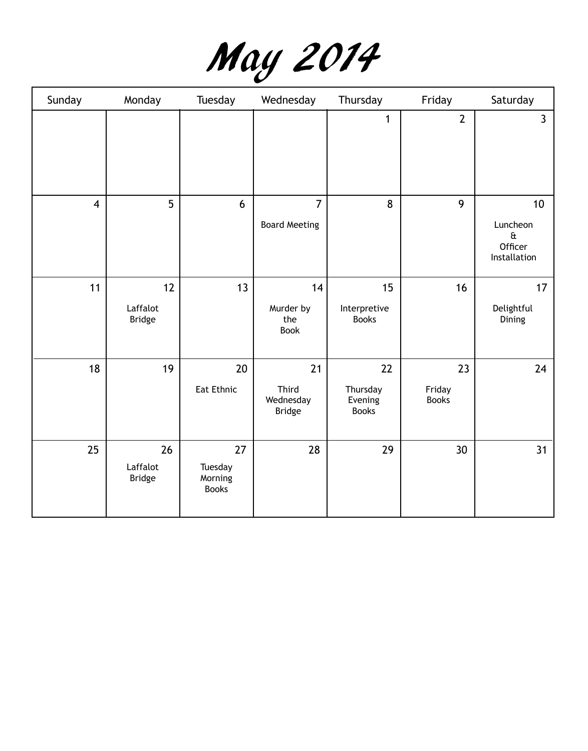# May 2014

| Sunday | Monday | Tuesday | Wednesday | Thursday | Friday | Saturday |
|---|---|---|---|---|---|---|
| | | | | 1 | 2 | 3 |
| 4 | 5 | 6 | 7 Board Meeting | 8 | 9 | 10 Luncheon & Officer Installation |
| 11 | 12 Laffalot Bridge | 13 | 14 Murder by the Book | 15 Interpretive Books | 16 | 17 Delightful Dining |
| 18 | 19 | 20 Eat Ethnic | 21 Third Wednesday Bridge | 22 Thursday Evening Books | 23 Friday Books | 24 |
| 25 | 26 Laffalot Bridge | 27 Tuesday Morning Books | 28 | 29 | 30 | 31 |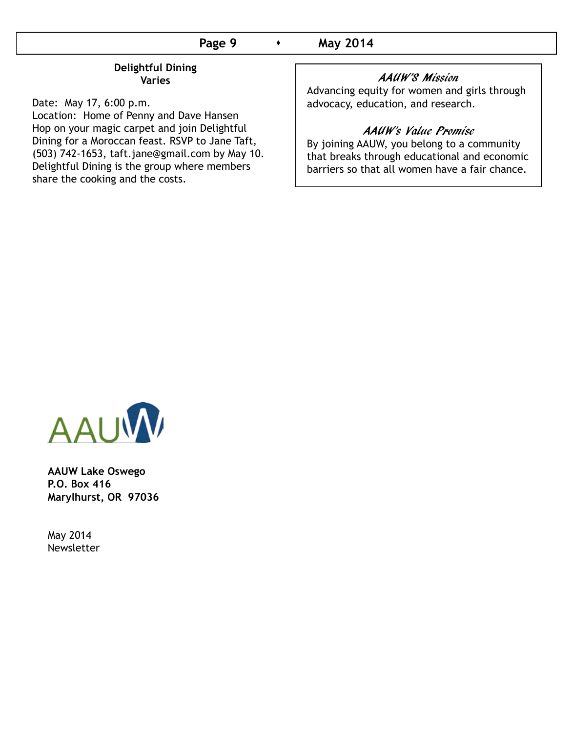**Delightful Dining**
**Varies**

Date: May 17, 6:00 p.m.
Location: Home of Penny and Dave Hansen
Hop on your magic carpet and join Delightful Dining for a Moroccan feast. RSVP to Jane Taft, (503) 742-1653, taft.jane@gmail.com by May 10. Delightful Dining is the group where members share the cooking and the costs.

### *AAUW'S Mission*

Advancing equity for women and girls through advocacy, education, and research.

### *AAUW's Value Promise*

By joining AAUW, you belong to a community that breaks through educational and economic barriers so that all women have a fair chance.

AAUW

**AAUW Lake Oswego**
**P.O. Box 416**
**Marylhurst, OR 97036**

May 2014
Newsletter